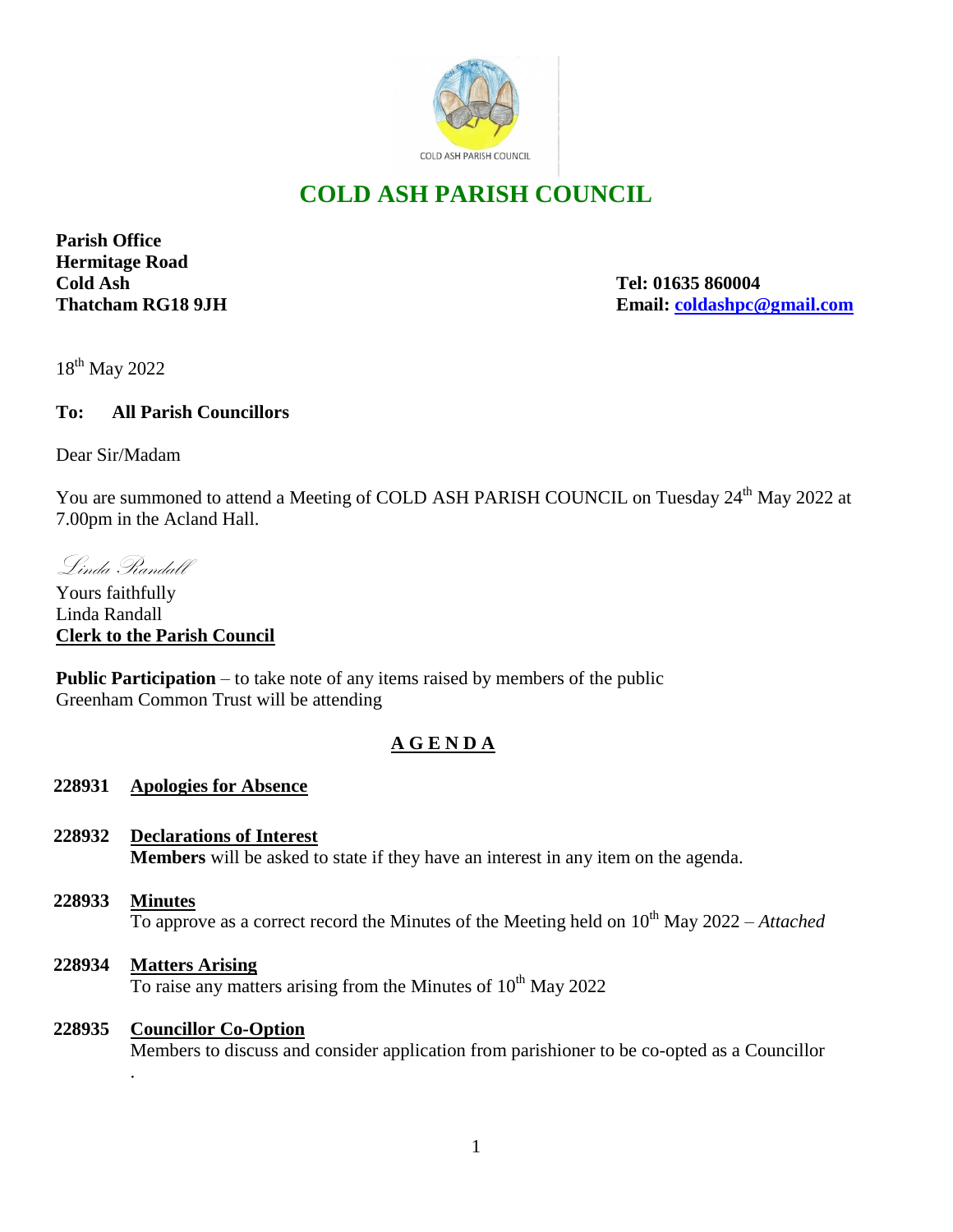# COLD ASH PARISH COUNCIL

**Parish Office**
**Hermitage Road**
**Cold Ash**
**Thatcham RG18 9JH**

**Tel: 01635 860004**
**Email: coldashpc@gmail.com**

18th May 2022

**To: All Parish Councillors**

Dear Sir/Madam

You are summoned to attend a Meeting of COLD ASH PARISH COUNCIL on Tuesday 24th May 2022 at 7.00pm in the Acland Hall.

*Linda Randall*

Yours faithfully
Linda Randall
**Clerk to the Parish Council**

**Public Participation** – to take note of any items raised by members of the public
Greenham Common Trust will be attending

## A G E N D A

**228931 Apologies for Absence**

**228932 Declarations of Interest**
**Members** will be asked to state if they have an interest in any item on the agenda.

**228933 Minutes**
To approve as a correct record the Minutes of the Meeting held on 10th May 2022 – *Attached*

**228934 Matters Arising**
To raise any matters arising from the Minutes of 10th May 2022

**228935 Councillor Co-Option**
Members to discuss and consider application from parishioner to be co-opted as a Councillor
.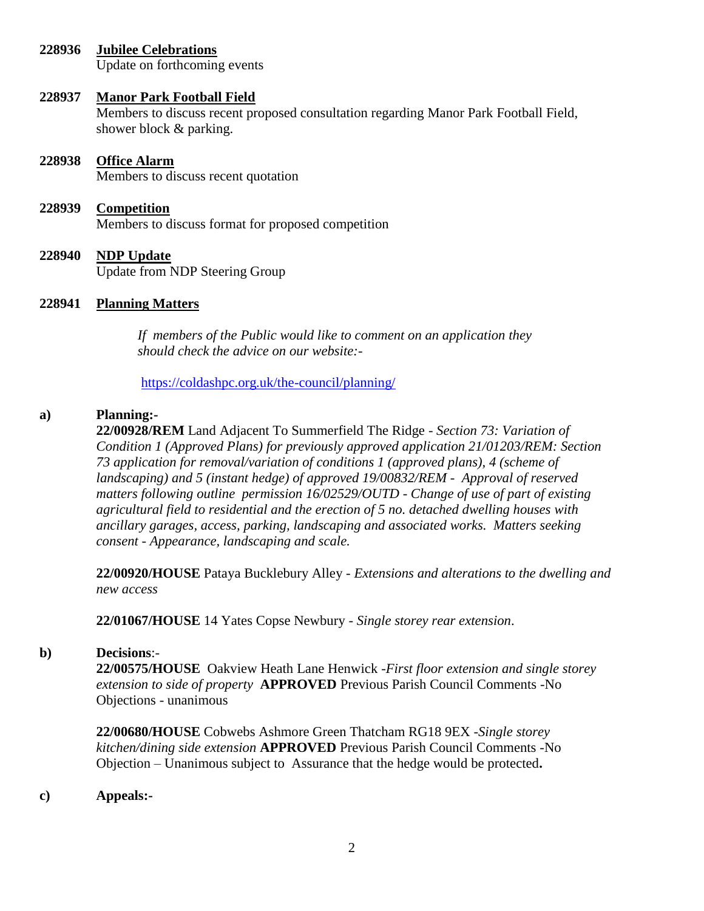**228936 Jubilee Celebrations**
Update on forthcoming events

**228937 Manor Park Football Field**
Members to discuss recent proposed consultation regarding Manor Park Football Field, shower block & parking.

**228938 Office Alarm**
Members to discuss recent quotation

**228939 Competition**
Members to discuss format for proposed competition

**228940 NDP Update**
Update from NDP Steering Group

**228941 Planning Matters**

*If members of the Public would like to comment on an application they should check the advice on our website:-*

https://coldashpc.org.uk/the-council/planning/

**a) Planning:-**

**22/00928/REM** Land Adjacent To Summerfield The Ridge - *Section 73: Variation of Condition 1 (Approved Plans) for previously approved application 21/01203/REM: Section 73 application for removal/variation of conditions 1 (approved plans), 4 (scheme of landscaping) and 5 (instant hedge) of approved 19/00832/REM - Approval of reserved matters following outline permission 16/02529/OUTD - Change of use of part of existing agricultural field to residential and the erection of 5 no. detached dwelling houses with ancillary garages, access, parking, landscaping and associated works. Matters seeking consent - Appearance, landscaping and scale.*

**22/00920/HOUSE** Pataya Bucklebury Alley - *Extensions and alterations to the dwelling and new access*

**22/01067/HOUSE** 14 Yates Copse Newbury - *Single storey rear extension*.

**b) Decisions**:-

**22/00575/HOUSE** Oakview Heath Lane Henwick -*First floor extension and single storey extension to side of property* **APPROVED** Previous Parish Council Comments -No Objections - unanimous

**22/00680/HOUSE** Cobwebs Ashmore Green Thatcham RG18 9EX -*Single storey kitchen/dining side extension* **APPROVED** Previous Parish Council Comments -No Objection – Unanimous subject to Assurance that the hedge would be protected**.**

**c) Appeals:-**